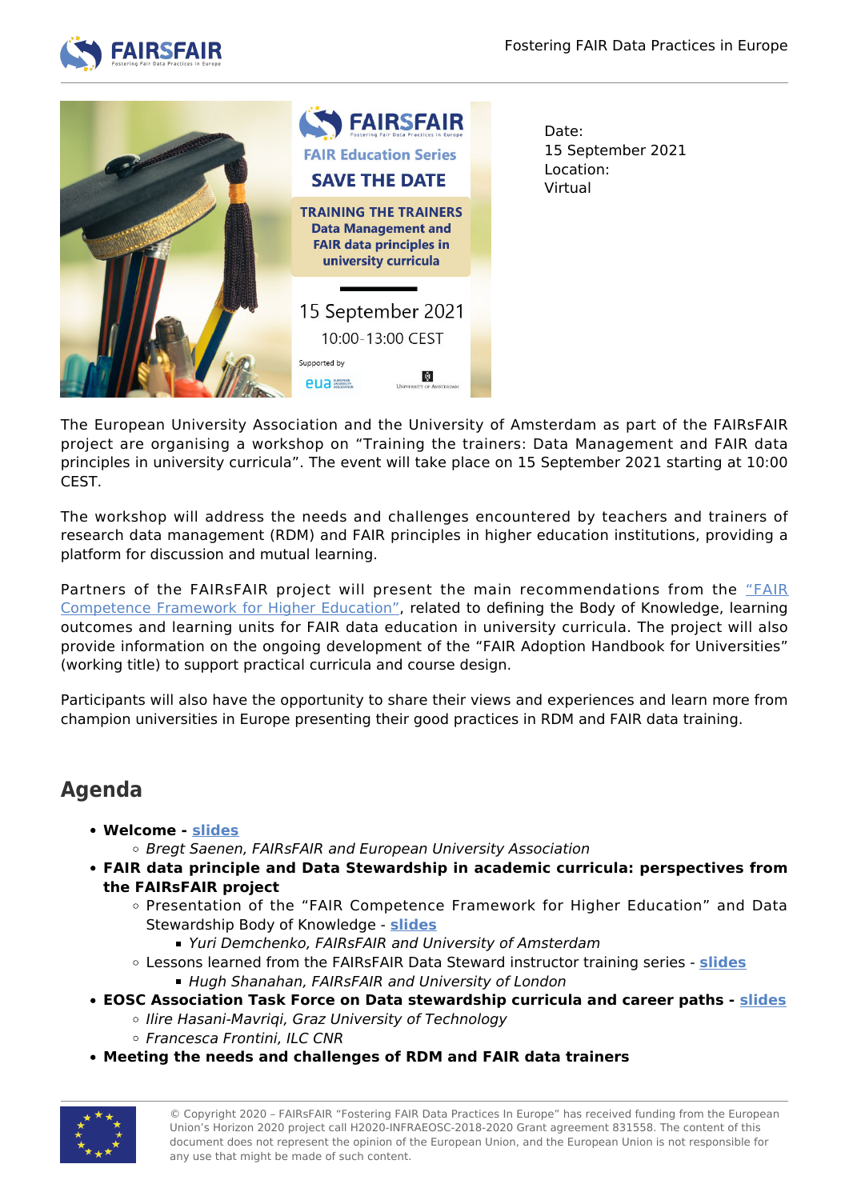Date:
15 September 2021
Location:
Virtual

The European University Association and the University of Amsterdam as part of the FAIRsFAIR project are organising a workshop on “Training the trainers: Data Management and FAIR data principles in university curricula”. The event will take place on 15 September 2021 starting at 10:00 CEST.

The workshop will address the needs and challenges encountered by teachers and trainers of research data management (RDM) and FAIR principles in higher education institutions, providing a platform for discussion and mutual learning.

Partners of the FAIRsFAIR project will present the main recommendations from the “FAIR Competence Framework for Higher Education”, related to defining the Body of Knowledge, learning outcomes and learning units for FAIR data education in university curricula. The project will also provide information on the ongoing development of the “FAIR Adoption Handbook for Universities” (working title) to support practical curricula and course design.

Participants will also have the opportunity to share their views and experiences and learn more from champion universities in Europe presenting their good practices in RDM and FAIR data training.

## Agenda

- **Welcome - slides**
  - *Bregt Saenen, FAIRsFAIR and European University Association*
- **FAIR data principle and Data Stewardship in academic curricula: perspectives from the FAIRsFAIR project**
  - Presentation of the “FAIR Competence Framework for Higher Education” and Data Stewardship Body of Knowledge - **slides**
    - *Yuri Demchenko, FAIRsFAIR and University of Amsterdam*
  - Lessons learned from the FAIRsFAIR Data Steward instructor training series - **slides**
    - *Hugh Shanahan, FAIRsFAIR and University of London*
- **EOSC Association Task Force on Data stewardship curricula and career paths - slides**
  - *Ilire Hasani-Mavriqi, Graz University of Technology*
  - *Francesca Frontini, ILC CNR*
- **Meeting the needs and challenges of RDM and FAIR data trainers**

© Copyright 2020 – FAIRsFAIR “Fostering FAIR Data Practices In Europe” has received funding from the European Union’s Horizon 2020 project call H2020-INFRAEOSC-2018-2020 Grant agreement 831558. The content of this document does not represent the opinion of the European Union, and the European Union is not responsible for any use that might be made of such content.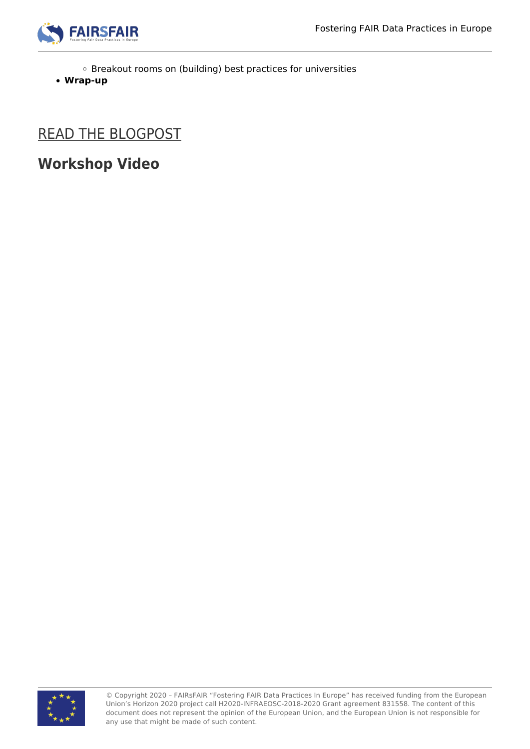- Breakout rooms on (building) best practices for universities
- **Wrap-up**

READ THE BLOGPOST

## Workshop Video